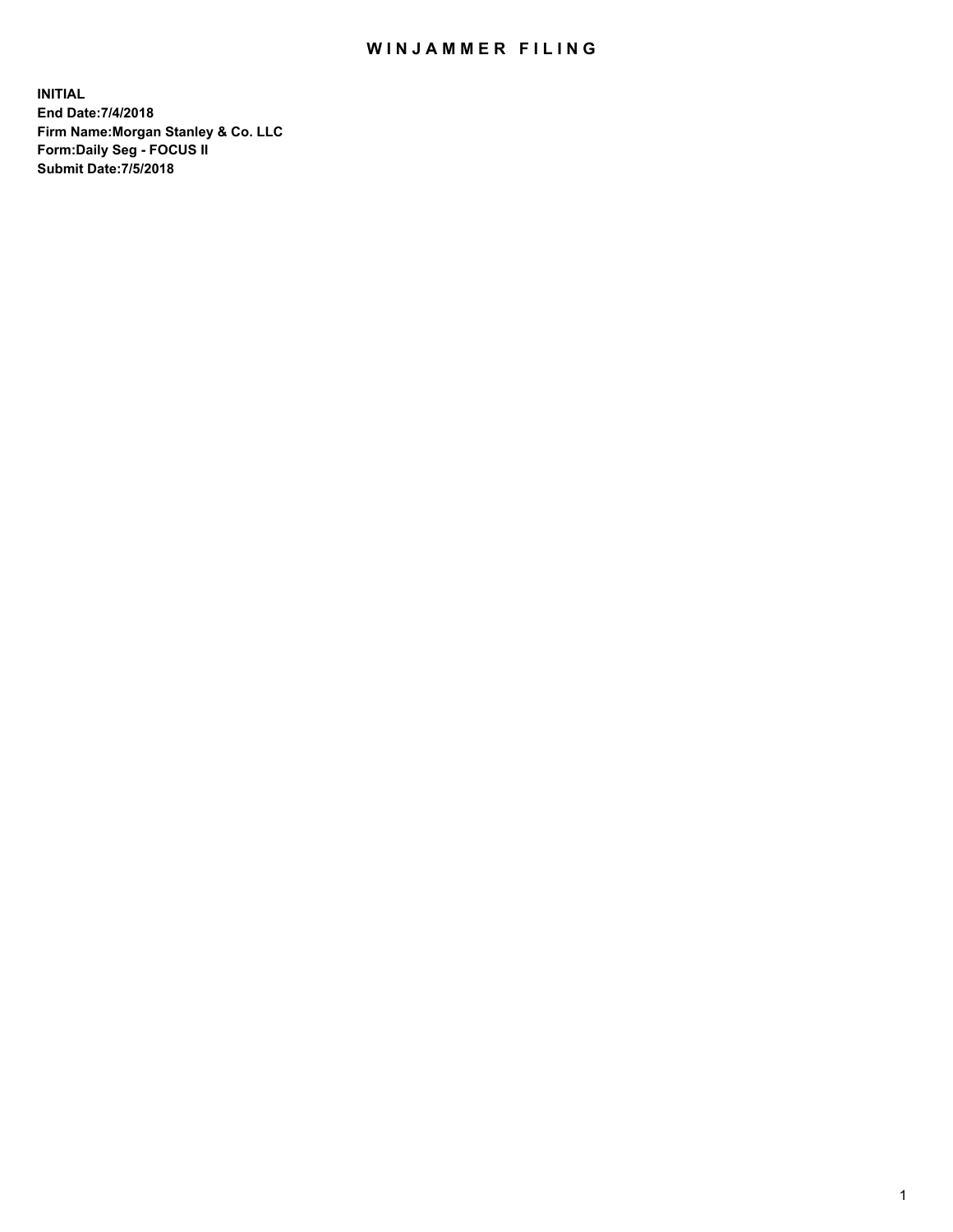# WINJAMMER FILING

**INITIAL**
**End Date:7/4/2018**
**Firm Name:Morgan Stanley & Co. LLC**
**Form:Daily Seg - FOCUS II**
**Submit Date:7/5/2018**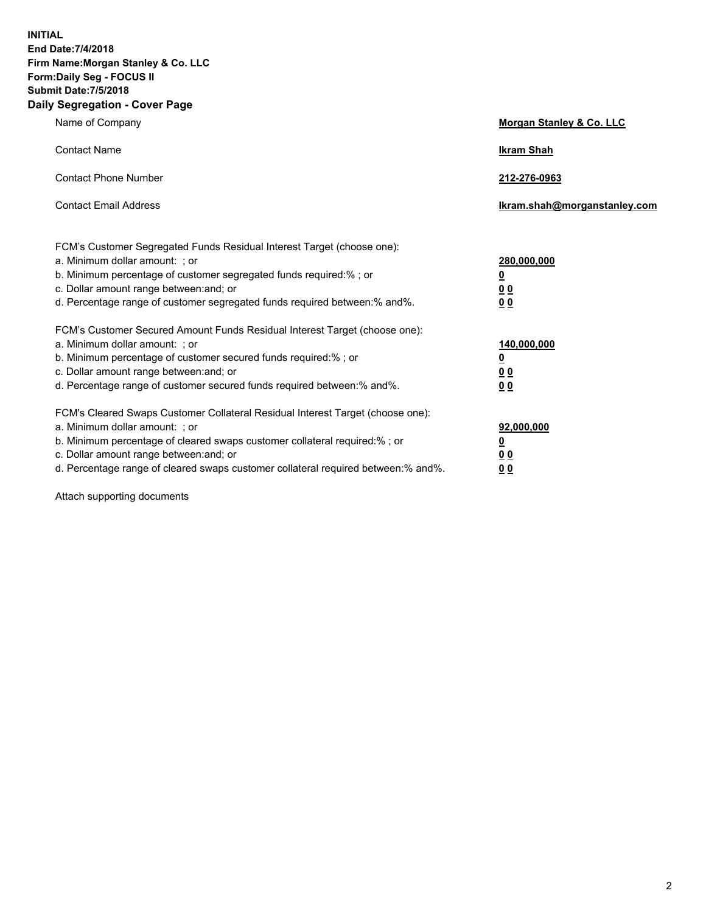**INITIAL**
**End Date:7/4/2018**
**Firm Name:Morgan Stanley & Co. LLC**
**Form:Daily Seg - FOCUS II**
**Submit Date:7/5/2018**
**Daily Segregation - Cover Page**

| | |
|---|---|
| Name of Company | **Morgan Stanley & Co. LLC** |
| Contact Name | **Ikram Shah** |
| Contact Phone Number | **212-276-0963** |
| Contact Email Address | **Ikram.shah@morganstanley.com** |

FCM's Customer Segregated Funds Residual Interest Target (choose one):

| | |
|---|---|
| a. Minimum dollar amount: ; or | **280,000,000** |
| b. Minimum percentage of customer segregated funds required:% ; or | **0** |
| c. Dollar amount range between:and; or | **0 0** |
| d. Percentage range of customer segregated funds required between:% and%. | **0 0** |

FCM's Customer Secured Amount Funds Residual Interest Target (choose one):

| | |
|---|---|
| a. Minimum dollar amount: ; or | **140,000,000** |
| b. Minimum percentage of customer secured funds required:% ; or | **0** |
| c. Dollar amount range between:and; or | **0 0** |
| d. Percentage range of customer secured funds required between:% and%. | **0 0** |

FCM's Cleared Swaps Customer Collateral Residual Interest Target (choose one):

| | |
|---|---|
| a. Minimum dollar amount: ; or | **92,000,000** |
| b. Minimum percentage of cleared swaps customer collateral required:% ; or | **0** |
| c. Dollar amount range between:and; or | **0 0** |
| d. Percentage range of cleared swaps customer collateral required between:% and%. | **0 0** |

Attach supporting documents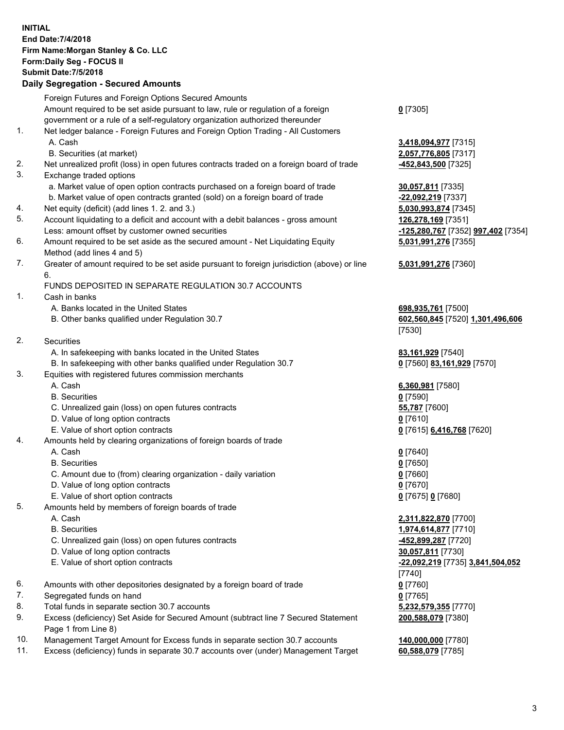**INITIAL**
**End Date:7/4/2018**
**Firm Name:Morgan Stanley & Co. LLC**
**Form:Daily Seg - FOCUS II**
**Submit Date:7/5/2018**
**Daily Segregation - Secured Amounts**

| | | |
|---|---|---|
| | Foreign Futures and Foreign Options Secured Amounts | |
| | Amount required to be set aside pursuant to law, rule or regulation of a foreign government or a rule of a self-regulatory organization authorized thereunder | **0** [7305] |
| 1. | Net ledger balance - Foreign Futures and Foreign Option Trading - All Customers | |
| | A. Cash | **3,418,094,977** [7315] |
| | B. Securities (at market) | **2,057,776,805** [7317] |
| 2. | Net unrealized profit (loss) in open futures contracts traded on a foreign board of trade | **-452,843,500** [7325] |
| 3. | Exchange traded options | |
| | a. Market value of open option contracts purchased on a foreign board of trade | **30,057,811** [7335] |
| | b. Market value of open contracts granted (sold) on a foreign board of trade | **-22,092,219** [7337] |
| 4. | Net equity (deficit) (add lines 1. 2. and 3.) | **5,030,993,874** [7345] |
| 5. | Account liquidating to a deficit and account with a debit balances - gross amount | **126,278,169** [7351] |
| | Less: amount offset by customer owned securities | **-125,280,767** [7352] **997,402** [7354] |
| 6. | Amount required to be set aside as the secured amount - Net Liquidating Equity Method (add lines 4 and 5) | **5,031,991,276** [7355] |
| 7. | Greater of amount required to be set aside pursuant to foreign jurisdiction (above) or line 6. | **5,031,991,276** [7360] |
| | FUNDS DEPOSITED IN SEPARATE REGULATION 30.7 ACCOUNTS | |
| 1. | Cash in banks | |
| | A. Banks located in the United States | **698,935,761** [7500] |
| | B. Other banks qualified under Regulation 30.7 | **602,560,845** [7520] **1,301,496,606** [7530] |
| 2. | Securities | |
| | A. In safekeeping with banks located in the United States | **83,161,929** [7540] |
| | B. In safekeeping with other banks qualified under Regulation 30.7 | **0** [7560] **83,161,929** [7570] |
| 3. | Equities with registered futures commission merchants | |
| | A. Cash | **6,360,981** [7580] |
| | B. Securities | **0** [7590] |
| | C. Unrealized gain (loss) on open futures contracts | **55,787** [7600] |
| | D. Value of long option contracts | **0** [7610] |
| | E. Value of short option contracts | **0** [7615] **6,416,768** [7620] |
| 4. | Amounts held by clearing organizations of foreign boards of trade | |
| | A. Cash | **0** [7640] |
| | B. Securities | **0** [7650] |
| | C. Amount due to (from) clearing organization - daily variation | **0** [7660] |
| | D. Value of long option contracts | **0** [7670] |
| | E. Value of short option contracts | **0** [7675] **0** [7680] |
| 5. | Amounts held by members of foreign boards of trade | |
| | A. Cash | **2,311,822,870** [7700] |
| | B. Securities | **1,974,614,877** [7710] |
| | C. Unrealized gain (loss) on open futures contracts | **-452,899,287** [7720] |
| | D. Value of long option contracts | **30,057,811** [7730] |
| | E. Value of short option contracts | **-22,092,219** [7735] **3,841,504,052** [7740] |
| 6. | Amounts with other depositories designated by a foreign board of trade | **0** [7760] |
| 7. | Segregated funds on hand | **0** [7765] |
| 8. | Total funds in separate section 30.7 accounts | **5,232,579,355** [7770] |
| 9. | Excess (deficiency) Set Aside for Secured Amount (subtract line 7 Secured Statement Page 1 from Line 8) | **200,588,079** [7380] |
| 10. | Management Target Amount for Excess funds in separate section 30.7 accounts | **140,000,000** [7780] |
| 11. | Excess (deficiency) funds in separate 30.7 accounts over (under) Management Target | **60,588,079** [7785] |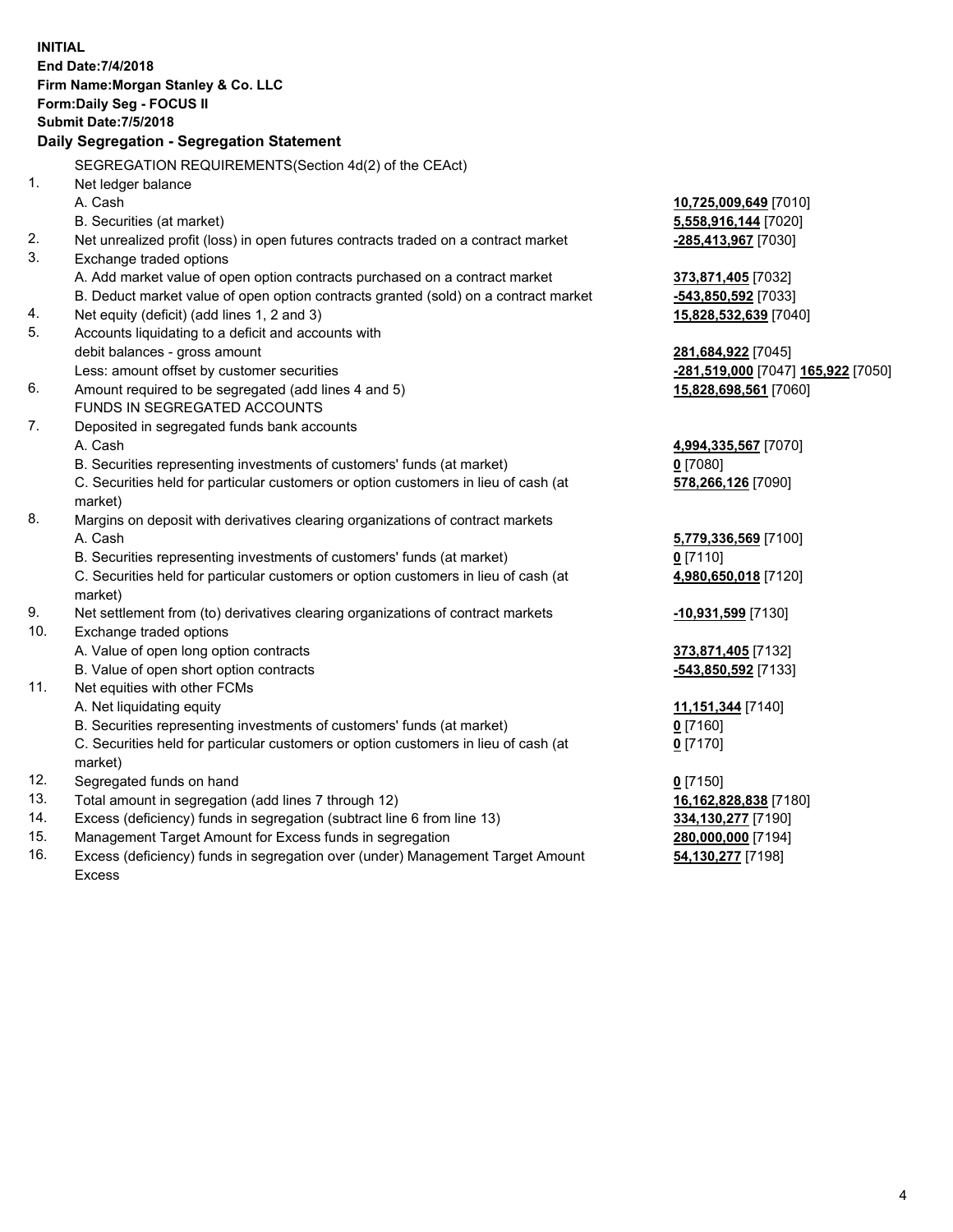**INITIAL**
**End Date:7/4/2018**
**Firm Name:Morgan Stanley & Co. LLC**
**Form:Daily Seg - FOCUS II**
**Submit Date:7/5/2018**

## Daily Segregation - Segregation Statement

SEGREGATION REQUIREMENTS(Section 4d(2) of the CEAct)

| | | |
|---|---|---|
| 1. | Net ledger balance | |
| | A. Cash | **10,725,009,649** [7010] |
| | B. Securities (at market) | **5,558,916,144** [7020] |
| 2. | Net unrealized profit (loss) in open futures contracts traded on a contract market | **-285,413,967** [7030] |
| 3. | Exchange traded options | |
| | A. Add market value of open option contracts purchased on a contract market | **373,871,405** [7032] |
| | B. Deduct market value of open option contracts granted (sold) on a contract market | **-543,850,592** [7033] |
| 4. | Net equity (deficit) (add lines 1, 2 and 3) | **15,828,532,639** [7040] |
| 5. | Accounts liquidating to a deficit and accounts with debit balances - gross amount | **281,684,922** [7045] |
| | Less: amount offset by customer securities | **-281,519,000** [7047] **165,922** [7050] |
| 6. | Amount required to be segregated (add lines 4 and 5) | **15,828,698,561** [7060] |
| | FUNDS IN SEGREGATED ACCOUNTS | |
| 7. | Deposited in segregated funds bank accounts | |
| | A. Cash | **4,994,335,567** [7070] |
| | B. Securities representing investments of customers' funds (at market) | **0** [7080] |
| | C. Securities held for particular customers or option customers in lieu of cash (at market) | **578,266,126** [7090] |
| 8. | Margins on deposit with derivatives clearing organizations of contract markets | |
| | A. Cash | **5,779,336,569** [7100] |
| | B. Securities representing investments of customers' funds (at market) | **0** [7110] |
| | C. Securities held for particular customers or option customers in lieu of cash (at market) | **4,980,650,018** [7120] |
| 9. | Net settlement from (to) derivatives clearing organizations of contract markets | **-10,931,599** [7130] |
| 10. | Exchange traded options | |
| | A. Value of open long option contracts | **373,871,405** [7132] |
| | B. Value of open short option contracts | **-543,850,592** [7133] |
| 11. | Net equities with other FCMs | |
| | A. Net liquidating equity | **11,151,344** [7140] |
| | B. Securities representing investments of customers' funds (at market) | **0** [7160] |
| | C. Securities held for particular customers or option customers in lieu of cash (at market) | **0** [7170] |
| 12. | Segregated funds on hand | **0** [7150] |
| 13. | Total amount in segregation (add lines 7 through 12) | **16,162,828,838** [7180] |
| 14. | Excess (deficiency) funds in segregation (subtract line 6 from line 13) | **334,130,277** [7190] |
| 15. | Management Target Amount for Excess funds in segregation | **280,000,000** [7194] |
| 16. | Excess (deficiency) funds in segregation over (under) Management Target Amount Excess | **54,130,277** [7198] |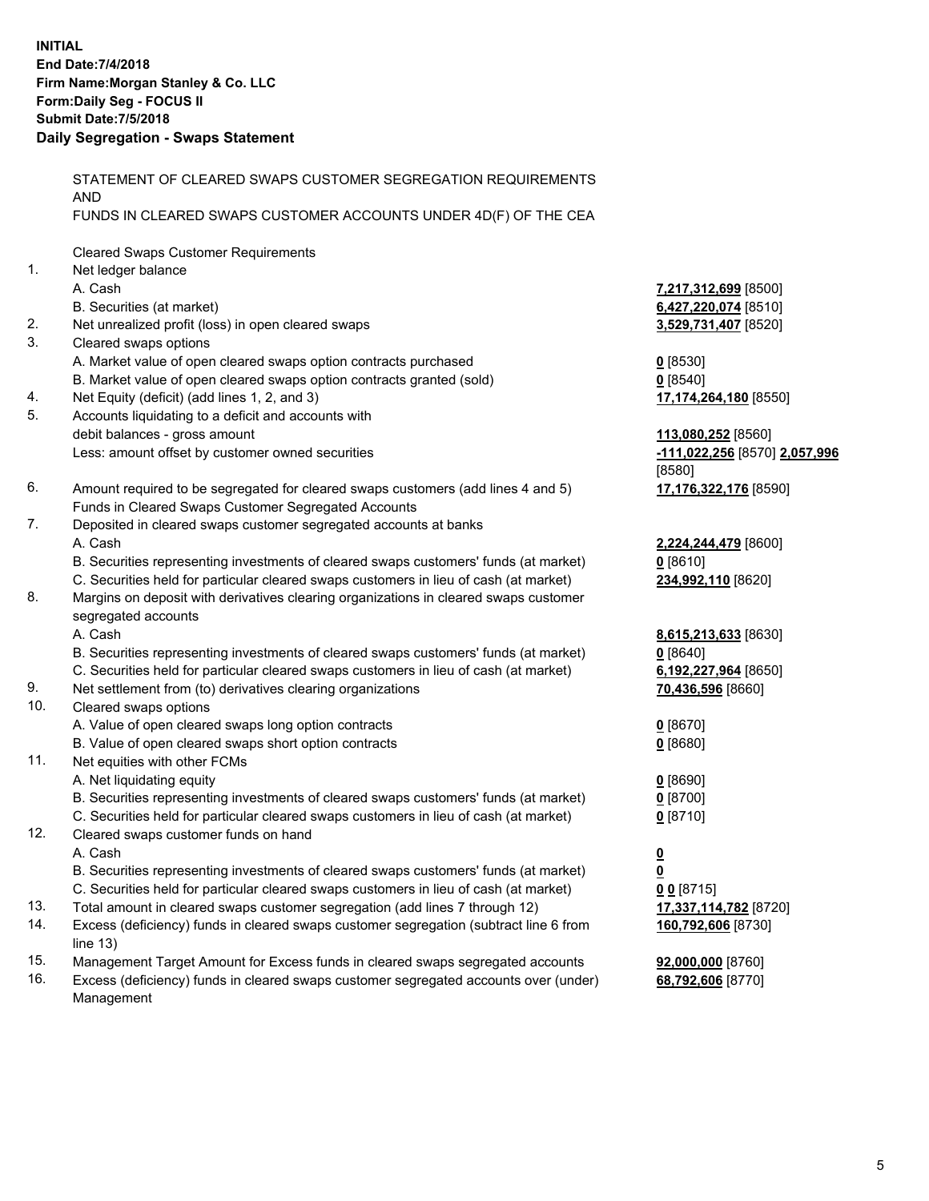**INITIAL**
**End Date:7/4/2018**
**Firm Name:Morgan Stanley & Co. LLC**
**Form:Daily Seg - FOCUS II**
**Submit Date:7/5/2018**
**Daily Segregation - Swaps Statement**

STATEMENT OF CLEARED SWAPS CUSTOMER SEGREGATION REQUIREMENTS AND FUNDS IN CLEARED SWAPS CUSTOMER ACCOUNTS UNDER 4D(F) OF THE CEA

| | | |
|---|---|---|
| | Cleared Swaps Customer Requirements | |
| 1. | Net ledger balance | |
| | A. Cash | **7,217,312,699** [8500] |
| | B. Securities (at market) | **6,427,220,074** [8510] |
| 2. | Net unrealized profit (loss) in open cleared swaps | **3,529,731,407** [8520] |
| 3. | Cleared swaps options | |
| | A. Market value of open cleared swaps option contracts purchased | **0** [8530] |
| | B. Market value of open cleared swaps option contracts granted (sold) | **0** [8540] |
| 4. | Net Equity (deficit) (add lines 1, 2, and 3) | **17,174,264,180** [8550] |
| 5. | Accounts liquidating to a deficit and accounts with debit balances - gross amount | **113,080,252** [8560] |
| | Less: amount offset by customer owned securities | **-111,022,256** [8570] **2,057,996** [8580] |
| 6. | Amount required to be segregated for cleared swaps customers (add lines 4 and 5) | **17,176,322,176** [8590] |
| | Funds in Cleared Swaps Customer Segregated Accounts | |
| 7. | Deposited in cleared swaps customer segregated accounts at banks | |
| | A. Cash | **2,224,244,479** [8600] |
| | B. Securities representing investments of cleared swaps customers' funds (at market) | **0** [8610] |
| | C. Securities held for particular cleared swaps customers in lieu of cash (at market) | **234,992,110** [8620] |
| 8. | Margins on deposit with derivatives clearing organizations in cleared swaps customer segregated accounts | |
| | A. Cash | **8,615,213,633** [8630] |
| | B. Securities representing investments of cleared swaps customers' funds (at market) | **0** [8640] |
| | C. Securities held for particular cleared swaps customers in lieu of cash (at market) | **6,192,227,964** [8650] |
| 9. | Net settlement from (to) derivatives clearing organizations | **70,436,596** [8660] |
| 10. | Cleared swaps options | |
| | A. Value of open cleared swaps long option contracts | **0** [8670] |
| | B. Value of open cleared swaps short option contracts | **0** [8680] |
| 11. | Net equities with other FCMs | |
| | A. Net liquidating equity | **0** [8690] |
| | B. Securities representing investments of cleared swaps customers' funds (at market) | **0** [8700] |
| | C. Securities held for particular cleared swaps customers in lieu of cash (at market) | **0** [8710] |
| 12. | Cleared swaps customer funds on hand | |
| | A. Cash | **0** |
| | B. Securities representing investments of cleared swaps customers' funds (at market) | **0** |
| | C. Securities held for particular cleared swaps customers in lieu of cash (at market) | **0** **0** [8715] |
| 13. | Total amount in cleared swaps customer segregation (add lines 7 through 12) | **17,337,114,782** [8720] |
| 14. | Excess (deficiency) funds in cleared swaps customer segregation (subtract line 6 from line 13) | **160,792,606** [8730] |
| 15. | Management Target Amount for Excess funds in cleared swaps segregated accounts | **92,000,000** [8760] |
| 16. | Excess (deficiency) funds in cleared swaps customer segregated accounts over (under) Management | **68,792,606** [8770] |